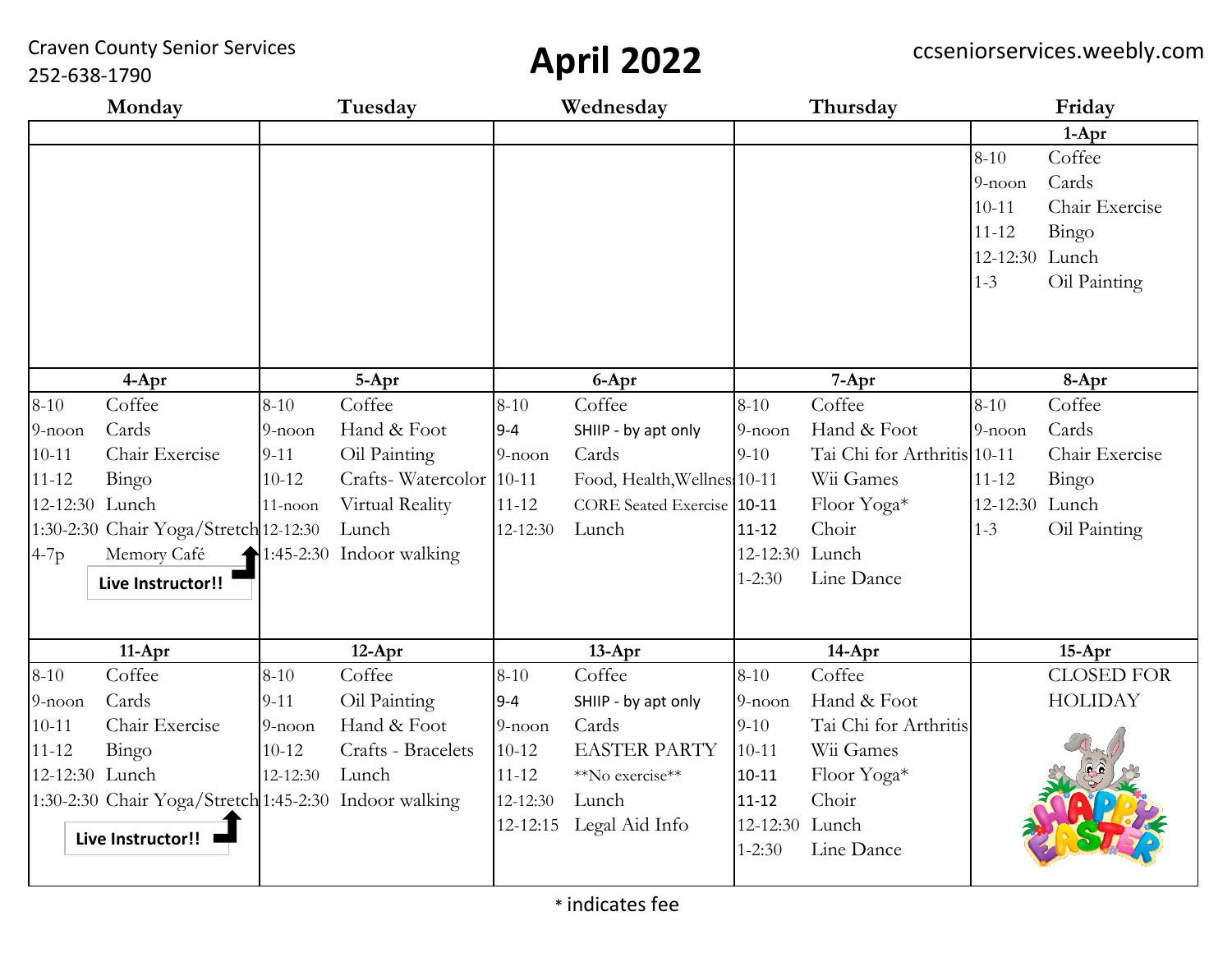Craven County Senior Services
252-638-1790

# April 2022

ccseniorservices.weebly.com

| Monday | Tuesday | Wednesday | Thursday | Friday |
|---|---|---|---|---|
| | | | | **1-Apr** |
| | | | | 8-10 Coffee<br>9-noon Cards<br>10-11 Chair Exercise<br>11-12 Bingo<br>12-12:30 Lunch<br>1-3 Oil Painting |
| **4-Apr** | **5-Apr** | **6-Apr** | **7-Apr** | **8-Apr** |
| 8-10 Coffee<br>9-noon Cards<br>10-11 Chair Exercise<br>11-12 Bingo<br>12-12:30 Lunch<br>1:30-2:30 Chair Yoga/Stretch<br>4-7p Memory Café<br>**Live Instructor!!** | 8-10 Coffee<br>9-noon Hand & Foot<br>9-11 Oil Painting<br>10-12 Crafts- Watercolor<br>11-noon Virtual Reality<br>12-12:30 Lunch<br>1:45-2:30 Indoor walking | 8-10 Coffee<br>9-4 SHIIP - by apt only<br>9-noon Cards<br>10-11 Food, Health,Wellness<br>11-12 CORE Seated Exercise<br>12-12:30 Lunch | 8-10 Coffee<br>9-noon Hand & Foot<br>9-10 Tai Chi for Arthritis<br>10-11 Wii Games<br>10-11 Floor Yoga*<br>11-12 Choir<br>12-12:30 Lunch<br>1-2:30 Line Dance | 8-10 Coffee<br>9-noon Cards<br>10-11 Chair Exercise<br>11-12 Bingo<br>12-12:30 Lunch<br>1-3 Oil Painting |
| **11-Apr** | **12-Apr** | **13-Apr** | **14-Apr** | **15-Apr** |
| 8-10 Coffee<br>9-noon Cards<br>10-11 Chair Exercise<br>11-12 Bingo<br>12-12:30 Lunch<br>1:30-2:30 Chair Yoga/Stretch<br>**Live Instructor!!** | 8-10 Coffee<br>9-11 Oil Painting<br>9-noon Hand & Foot<br>10-12 Crafts - Bracelets<br>12-12:30 Lunch<br>1:45-2:30 Indoor walking | 8-10 Coffee<br>9-4 SHIIP - by apt only<br>9-noon Cards<br>10-12 EASTER PARTY<br>11-12 **No exercise**<br>12-12:30 Lunch<br>12-12:15 Legal Aid Info | 8-10 Coffee<br>9-noon Hand & Foot<br>9-10 Tai Chi for Arthritis<br>10-11 Wii Games<br>10-11 Floor Yoga*<br>11-12 Choir<br>12-12:30 Lunch<br>1-2:30 Line Dance | CLOSED FOR HOLIDAY<br>HAPPY EASTER |

* indicates fee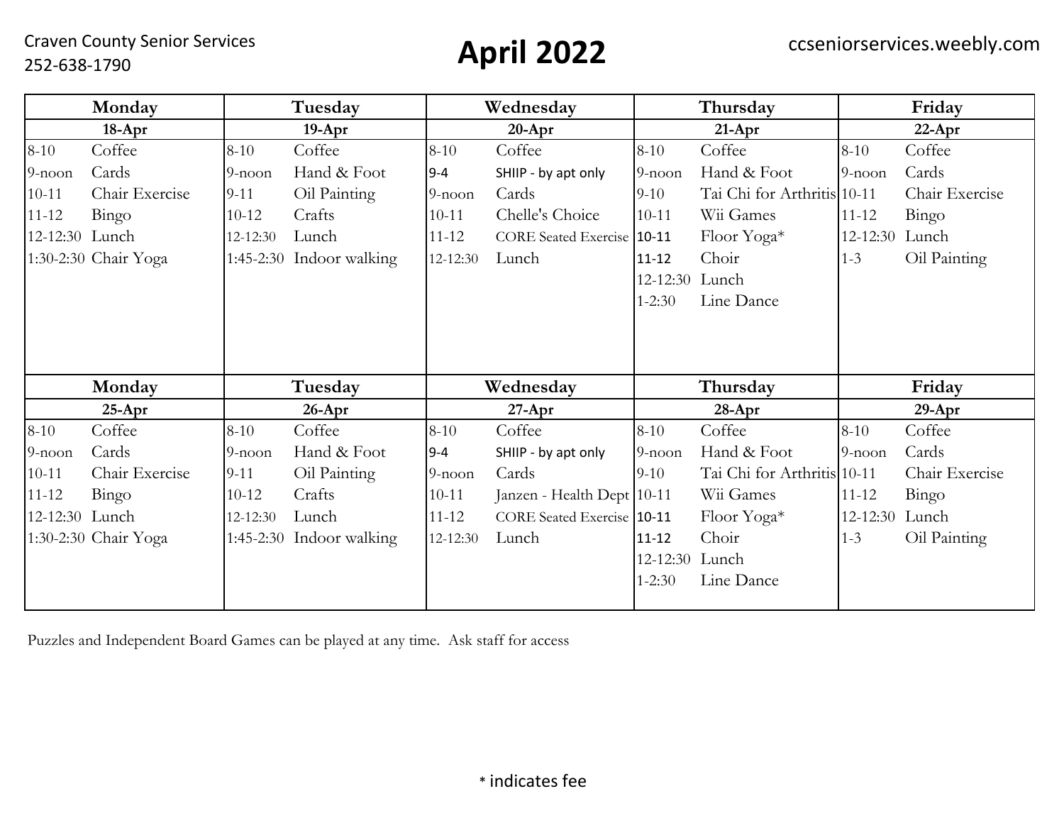Craven County Senior Services
252-638-1790

# April 2022

ccseniorservices.weebly.com

| Monday | Tuesday | Wednesday | Thursday | Friday |
|---|---|---|---|---|
| **18-Apr** | **19-Apr** | **20-Apr** | **21-Apr** | **22-Apr** |
| 8-10 Coffee | 8-10 Coffee | 8-10 Coffee | 8-10 Coffee | 8-10 Coffee |
| 9-noon Cards | 9-noon Hand & Foot | 9-4 SHIIP - by apt only | 9-noon Hand & Foot | 9-noon Cards |
| 10-11 Chair Exercise | 9-11 Oil Painting | 9-noon Cards | 9-10 Tai Chi for Arthritis | 10-11 Chair Exercise |
| 11-12 Bingo | 10-12 Crafts | 10-11 Chelle's Choice | 10-11 Wii Games | 11-12 Bingo |
| 12-12:30 Lunch | 12-12:30 Lunch | 11-12 CORE Seated Exercise | 10-11 Floor Yoga* | 12-12:30 Lunch |
| 1:30-2:30 Chair Yoga | 1:45-2:30 Indoor walking | 12-12:30 Lunch | 11-12 Choir | 1-3 Oil Painting |
| | | | 12-12:30 Lunch | |
| | | | 1-2:30 Line Dance | |
| **Monday** | **Tuesday** | **Wednesday** | **Thursday** | **Friday** |
| **25-Apr** | **26-Apr** | **27-Apr** | **28-Apr** | **29-Apr** |
| 8-10 Coffee | 8-10 Coffee | 8-10 Coffee | 8-10 Coffee | 8-10 Coffee |
| 9-noon Cards | 9-noon Hand & Foot | 9-4 SHIIP - by apt only | 9-noon Hand & Foot | 9-noon Cards |
| 10-11 Chair Exercise | 9-11 Oil Painting | 9-noon Cards | 9-10 Tai Chi for Arthritis | 10-11 Chair Exercise |
| 11-12 Bingo | 10-12 Crafts | 10-11 Janzen - Health Dept | 10-11 Wii Games | 11-12 Bingo |
| 12-12:30 Lunch | 12-12:30 Lunch | 11-12 CORE Seated Exercise | 10-11 Floor Yoga* | 12-12:30 Lunch |
| 1:30-2:30 Chair Yoga | 1:45-2:30 Indoor walking | 12-12:30 Lunch | 11-12 Choir | 1-3 Oil Painting |
| | | | 12-12:30 Lunch | |
| | | | 1-2:30 Line Dance | |

Puzzles and Independent Board Games can be played at any time. Ask staff for access

* indicates fee